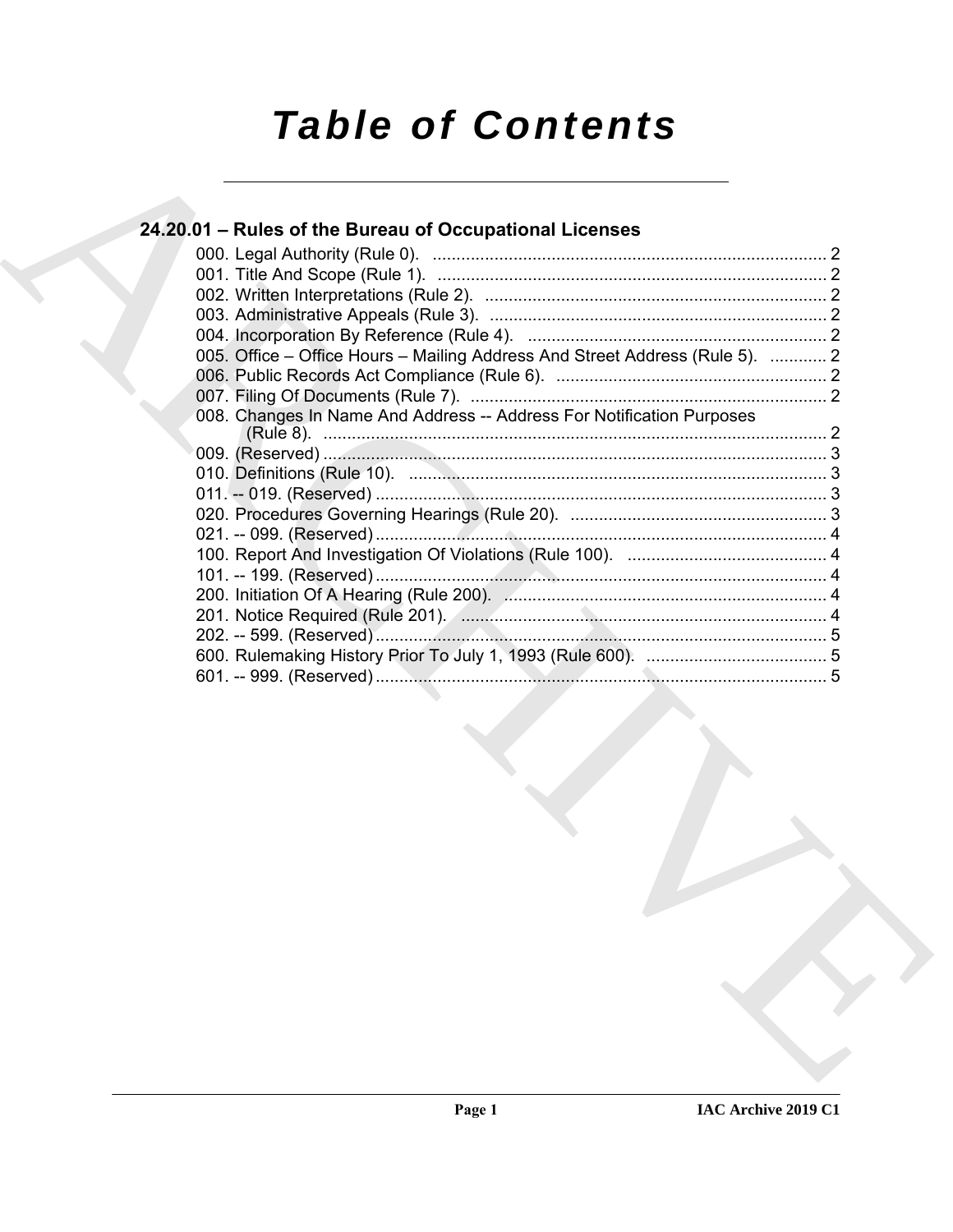# Table of Contents

## 24.20.01 – Rules of the Bureau of Occupational Licenses

000. Legal Authority (Rule 0). .......... 2
001. Title And Scope (Rule 1). .......... 2
002. Written Interpretations (Rule 2). .......... 2
003. Administrative Appeals (Rule 3). .......... 2
004. Incorporation By Reference (Rule 4). .......... 2
005. Office – Office Hours – Mailing Address And Street Address (Rule 5). .......... 2
006. Public Records Act Compliance (Rule 6). .......... 2
007. Filing Of Documents (Rule 7). .......... 2
008. Changes In Name And Address -- Address For Notification Purposes (Rule 8). .......... 2
009. (Reserved) .......... 3
010. Definitions (Rule 10). .......... 3
011. -- 019. (Reserved) .......... 3
020. Procedures Governing Hearings (Rule 20). .......... 3
021. -- 099. (Reserved) .......... 4
100. Report And Investigation Of Violations (Rule 100). .......... 4
101. -- 199. (Reserved) .......... 4
200. Initiation Of A Hearing (Rule 200). .......... 4
201. Notice Required (Rule 201). .......... 4
202. -- 599. (Reserved) .......... 5
600. Rulemaking History Prior To July 1, 1993 (Rule 600). .......... 5
601. -- 999. (Reserved) .......... 5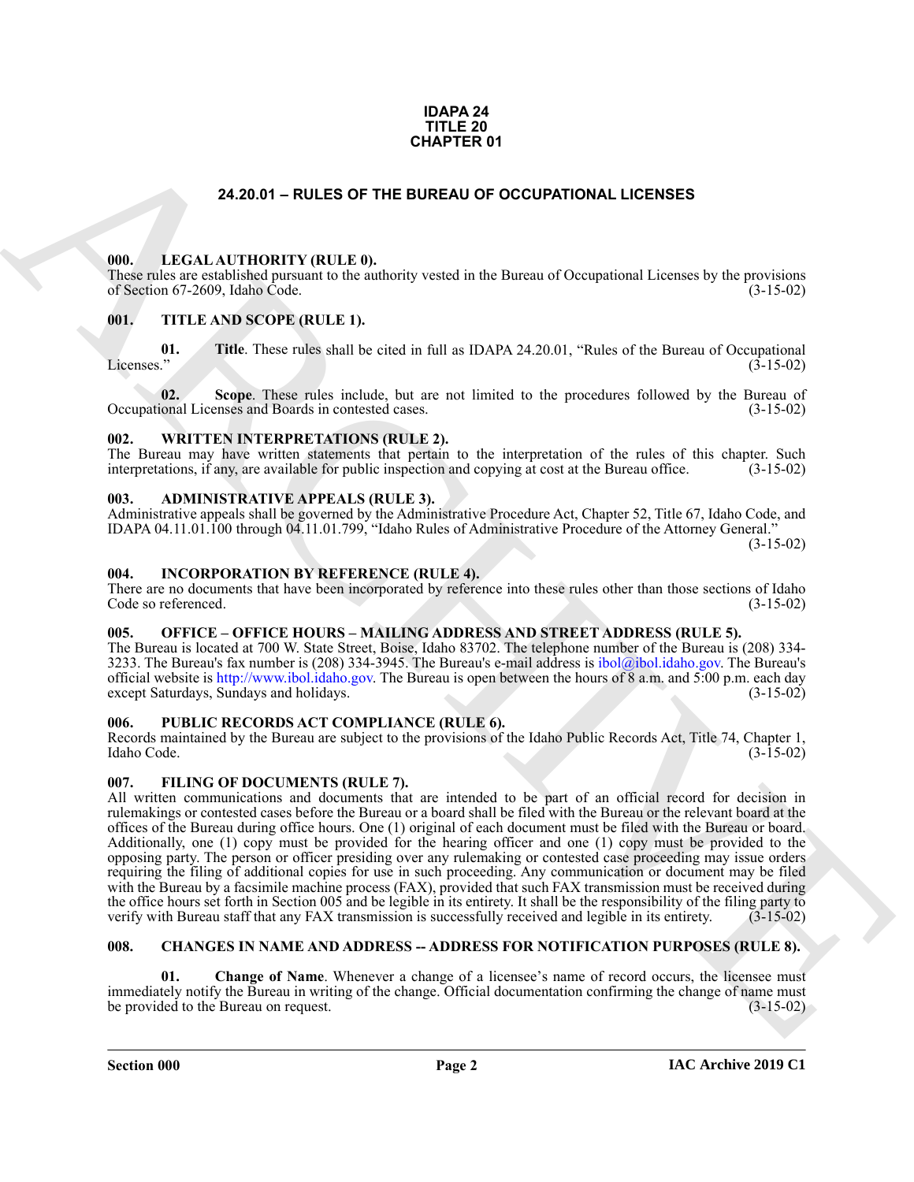**IDAPA 24**
**TITLE 20**
**CHAPTER 01**

# 24.20.01 – RULES OF THE BUREAU OF OCCUPATIONAL LICENSES

## 000. LEGAL AUTHORITY (RULE 0).

These rules are established pursuant to the authority vested in the Bureau of Occupational Licenses by the provisions of Section 67-2609, Idaho Code. (3-15-02)

## 001. TITLE AND SCOPE (RULE 1).

**01. Title**. These rules shall be cited in full as IDAPA 24.20.01, "Rules of the Bureau of Occupational Licenses." (3-15-02)

**02. Scope**. These rules include, but are not limited to the procedures followed by the Bureau of Occupational Licenses and Boards in contested cases. (3-15-02)

## 002. WRITTEN INTERPRETATIONS (RULE 2).

The Bureau may have written statements that pertain to the interpretation of the rules of this chapter. Such interpretations, if any, are available for public inspection and copying at cost at the Bureau office. (3-15-02)

## 003. ADMINISTRATIVE APPEALS (RULE 3).

Administrative appeals shall be governed by the Administrative Procedure Act, Chapter 52, Title 67, Idaho Code, and IDAPA 04.11.01.100 through 04.11.01.799, "Idaho Rules of Administrative Procedure of the Attorney General." (3-15-02)

## 004. INCORPORATION BY REFERENCE (RULE 4).

There are no documents that have been incorporated by reference into these rules other than those sections of Idaho Code so referenced. (3-15-02)

## 005. OFFICE – OFFICE HOURS – MAILING ADDRESS AND STREET ADDRESS (RULE 5).

The Bureau is located at 700 W. State Street, Boise, Idaho 83702. The telephone number of the Bureau is (208) 334-3233. The Bureau's fax number is (208) 334-3945. The Bureau's e-mail address is ibol@ibol.idaho.gov. The Bureau's official website is http://www.ibol.idaho.gov. The Bureau is open between the hours of 8 a.m. and 5:00 p.m. each day except Saturdays, Sundays and holidays. (3-15-02)

## 006. PUBLIC RECORDS ACT COMPLIANCE (RULE 6).

Records maintained by the Bureau are subject to the provisions of the Idaho Public Records Act, Title 74, Chapter 1, Idaho Code. (3-15-02)

## 007. FILING OF DOCUMENTS (RULE 7).

All written communications and documents that are intended to be part of an official record for decision in rulemakings or contested cases before the Bureau or a board shall be filed with the Bureau or the relevant board at the offices of the Bureau during office hours. One (1) original of each document must be filed with the Bureau or board. Additionally, one (1) copy must be provided for the hearing officer and one (1) copy must be provided to the opposing party. The person or officer presiding over any rulemaking or contested case proceeding may issue orders requiring the filing of additional copies for use in such proceeding. Any communication or document may be filed with the Bureau by a facsimile machine process (FAX), provided that such FAX transmission must be received during the office hours set forth in Section 005 and be legible in its entirety. It shall be the responsibility of the filing party to verify with Bureau staff that any FAX transmission is successfully received and legible in its entirety. (3-15-02)

## 008. CHANGES IN NAME AND ADDRESS -- ADDRESS FOR NOTIFICATION PURPOSES (RULE 8).

**01. Change of Name**. Whenever a change of a licensee's name of record occurs, the licensee must immediately notify the Bureau in writing of the change. Official documentation confirming the change of name must be provided to the Bureau on request. (3-15-02)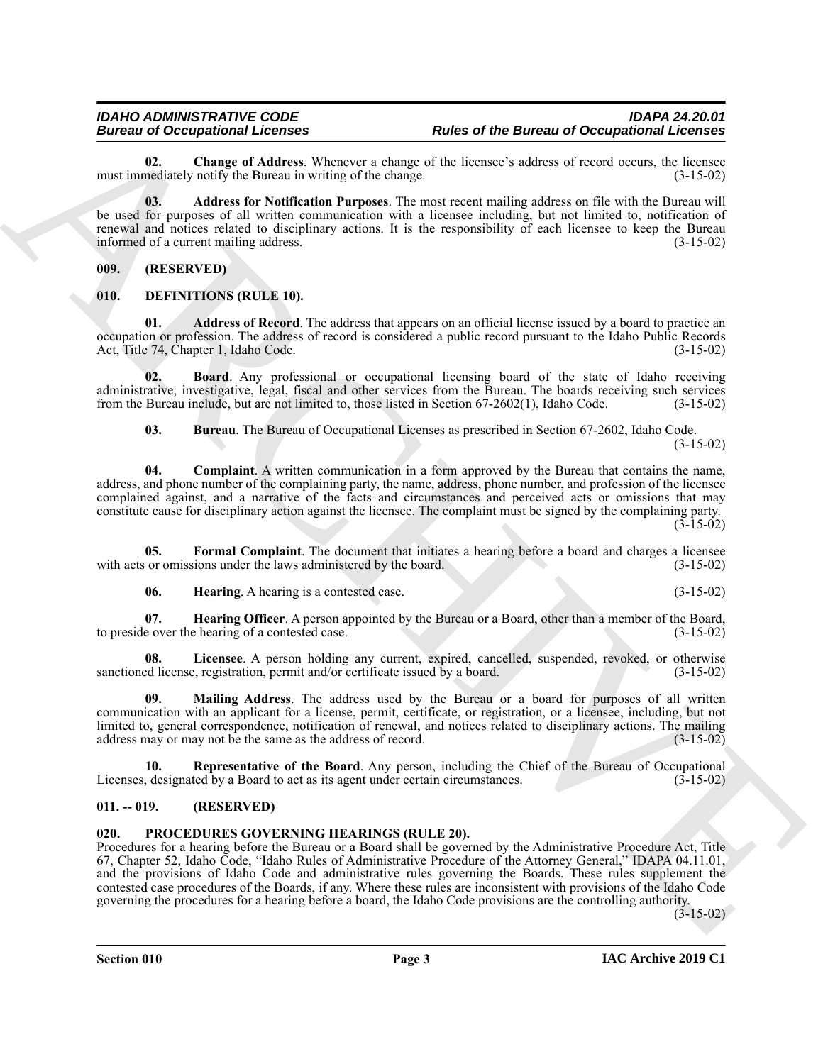**02. Change of Address**. Whenever a change of the licensee's address of record occurs, the licensee must immediately notify the Bureau in writing of the change. (3-15-02)

**03. Address for Notification Purposes**. The most recent mailing address on file with the Bureau will be used for purposes of all written communication with a licensee including, but not limited to, notification of renewal and notices related to disciplinary actions. It is the responsibility of each licensee to keep the Bureau informed of a current mailing address. (3-15-02)

## 009. (RESERVED)

## 010. DEFINITIONS (RULE 10).

**01. Address of Record**. The address that appears on an official license issued by a board to practice an occupation or profession. The address of record is considered a public record pursuant to the Idaho Public Records Act, Title 74, Chapter 1, Idaho Code. (3-15-02)

**02. Board**. Any professional or occupational licensing board of the state of Idaho receiving administrative, investigative, legal, fiscal and other services from the Bureau. The boards receiving such services from the Bureau include, but are not limited to, those listed in Section 67-2602(1), Idaho Code. (3-15-02)

**03. Bureau**. The Bureau of Occupational Licenses as prescribed in Section 67-2602, Idaho Code. (3-15-02)

**04. Complaint**. A written communication in a form approved by the Bureau that contains the name, address, and phone number of the complaining party, the name, address, phone number, and profession of the licensee complained against, and a narrative of the facts and circumstances and perceived acts or omissions that may constitute cause for disciplinary action against the licensee. The complaint must be signed by the complaining party. (3-15-02)

**05. Formal Complaint**. The document that initiates a hearing before a board and charges a licensee with acts or omissions under the laws administered by the board. (3-15-02)

**06. Hearing**. A hearing is a contested case. (3-15-02)

**07. Hearing Officer**. A person appointed by the Bureau or a Board, other than a member of the Board, to preside over the hearing of a contested case. (3-15-02)

**08. Licensee**. A person holding any current, expired, cancelled, suspended, revoked, or otherwise sanctioned license, registration, permit and/or certificate issued by a board. (3-15-02)

**09. Mailing Address**. The address used by the Bureau or a board for purposes of all written communication with an applicant for a license, permit, certificate, or registration, or a licensee, including, but not limited to, general correspondence, notification of renewal, and notices related to disciplinary actions. The mailing address may or may not be the same as the address of record. (3-15-02)

**10. Representative of the Board**. Any person, including the Chief of the Bureau of Occupational Licenses, designated by a Board to act as its agent under certain circumstances. (3-15-02)

## 011. -- 019. (RESERVED)

## 020. PROCEDURES GOVERNING HEARINGS (RULE 20).

Procedures for a hearing before the Bureau or a Board shall be governed by the Administrative Procedure Act, Title 67, Chapter 52, Idaho Code, "Idaho Rules of Administrative Procedure of the Attorney General," IDAPA 04.11.01, and the provisions of Idaho Code and administrative rules governing the Boards. These rules supplement the contested case procedures of the Boards, if any. Where these rules are inconsistent with provisions of the Idaho Code governing the procedures for a hearing before a board, the Idaho Code provisions are the controlling authority. (3-15-02)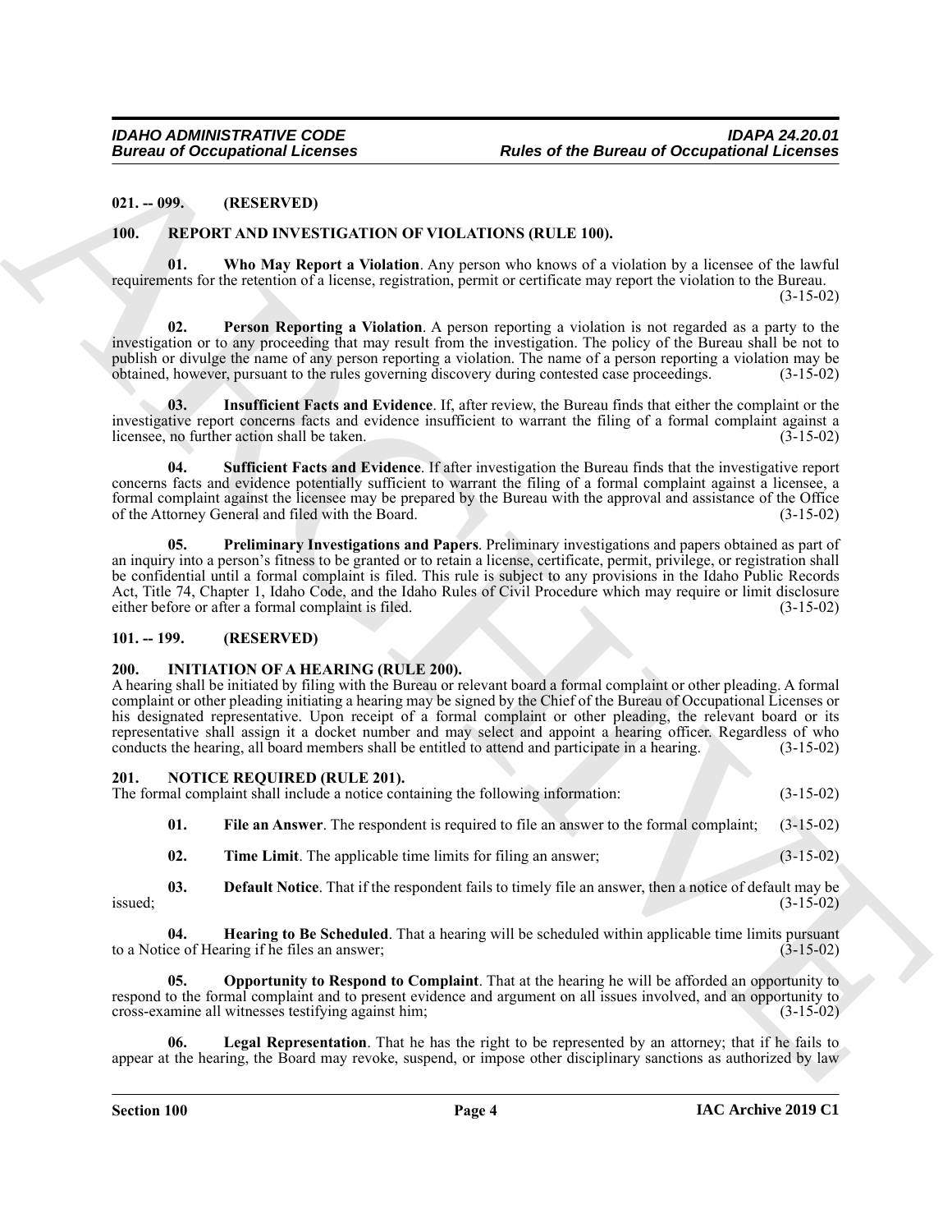**021. -- 099. (RESERVED)**

## 100. REPORT AND INVESTIGATION OF VIOLATIONS (RULE 100).

**01. Who May Report a Violation**. Any person who knows of a violation by a licensee of the lawful requirements for the retention of a license, registration, permit or certificate may report the violation to the Bureau. (3-15-02)

**02. Person Reporting a Violation**. A person reporting a violation is not regarded as a party to the investigation or to any proceeding that may result from the investigation. The policy of the Bureau shall be not to publish or divulge the name of any person reporting a violation. The name of a person reporting a violation may be obtained, however, pursuant to the rules governing discovery during contested case proceedings. (3-15-02)

**03. Insufficient Facts and Evidence**. If, after review, the Bureau finds that either the complaint or the investigative report concerns facts and evidence insufficient to warrant the filing of a formal complaint against a licensee, no further action shall be taken. (3-15-02)

**04. Sufficient Facts and Evidence**. If after investigation the Bureau finds that the investigative report concerns facts and evidence potentially sufficient to warrant the filing of a formal complaint against a licensee, a formal complaint against the licensee may be prepared by the Bureau with the approval and assistance of the Office of the Attorney General and filed with the Board. (3-15-02)

**05. Preliminary Investigations and Papers**. Preliminary investigations and papers obtained as part of an inquiry into a person's fitness to be granted or to retain a license, certificate, permit, privilege, or registration shall be confidential until a formal complaint is filed. This rule is subject to any provisions in the Idaho Public Records Act, Title 74, Chapter 1, Idaho Code, and the Idaho Rules of Civil Procedure which may require or limit disclosure either before or after a formal complaint is filed. (3-15-02)

**101. -- 199. (RESERVED)**

## 200. INITIATION OF A HEARING (RULE 200).

A hearing shall be initiated by filing with the Bureau or relevant board a formal complaint or other pleading. A formal complaint or other pleading initiating a hearing may be signed by the Chief of the Bureau of Occupational Licenses or his designated representative. Upon receipt of a formal complaint or other pleading, the relevant board or its representative shall assign it a docket number and may select and appoint a hearing officer. Regardless of who conducts the hearing, all board members shall be entitled to attend and participate in a hearing. (3-15-02)

## 201. NOTICE REQUIRED (RULE 201).

The formal complaint shall include a notice containing the following information: (3-15-02)

**01. File an Answer**. The respondent is required to file an answer to the formal complaint; (3-15-02)

**02. Time Limit**. The applicable time limits for filing an answer; (3-15-02)

**03. Default Notice**. That if the respondent fails to timely file an answer, then a notice of default may be issued; (3-15-02)

**04. Hearing to Be Scheduled**. That a hearing will be scheduled within applicable time limits pursuant to a Notice of Hearing if he files an answer; (3-15-02)

**05. Opportunity to Respond to Complaint**. That at the hearing he will be afforded an opportunity to respond to the formal complaint and to present evidence and argument on all issues involved, and an opportunity to cross-examine all witnesses testifying against him; (3-15-02)

**06. Legal Representation**. That he has the right to be represented by an attorney; that if he fails to appear at the hearing, the Board may revoke, suspend, or impose other disciplinary sanctions as authorized by law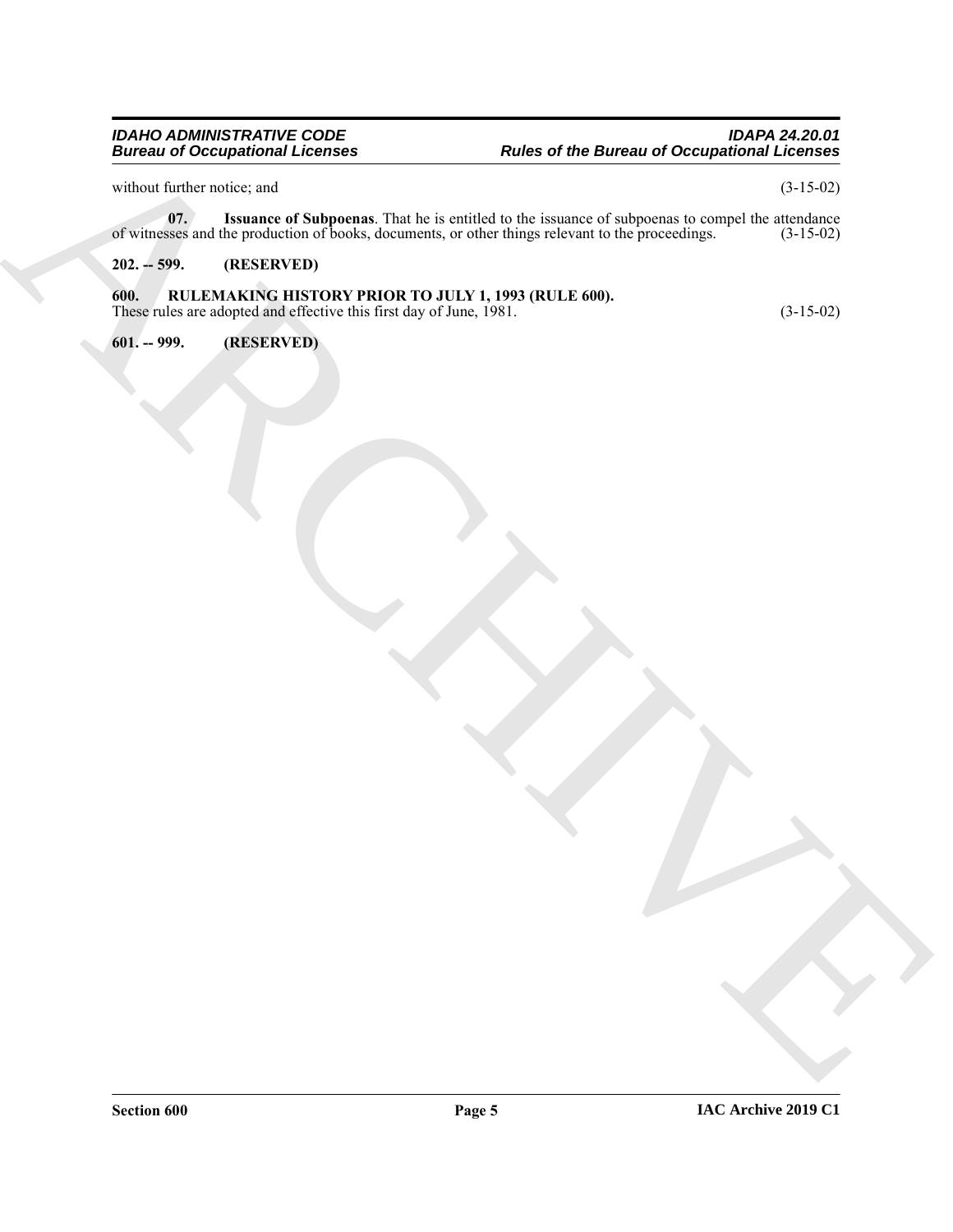without further notice; and (3-15-02)

**07. Issuance of Subpoenas**. That he is entitled to the issuance of subpoenas to compel the attendance of witnesses and the production of books, documents, or other things relevant to the proceedings. (3-15-02)

**202. -- 599. (RESERVED)**

**600. RULEMAKING HISTORY PRIOR TO JULY 1, 1993 (RULE 600).**

These rules are adopted and effective this first day of June, 1981. (3-15-02)

**601. -- 999. (RESERVED)**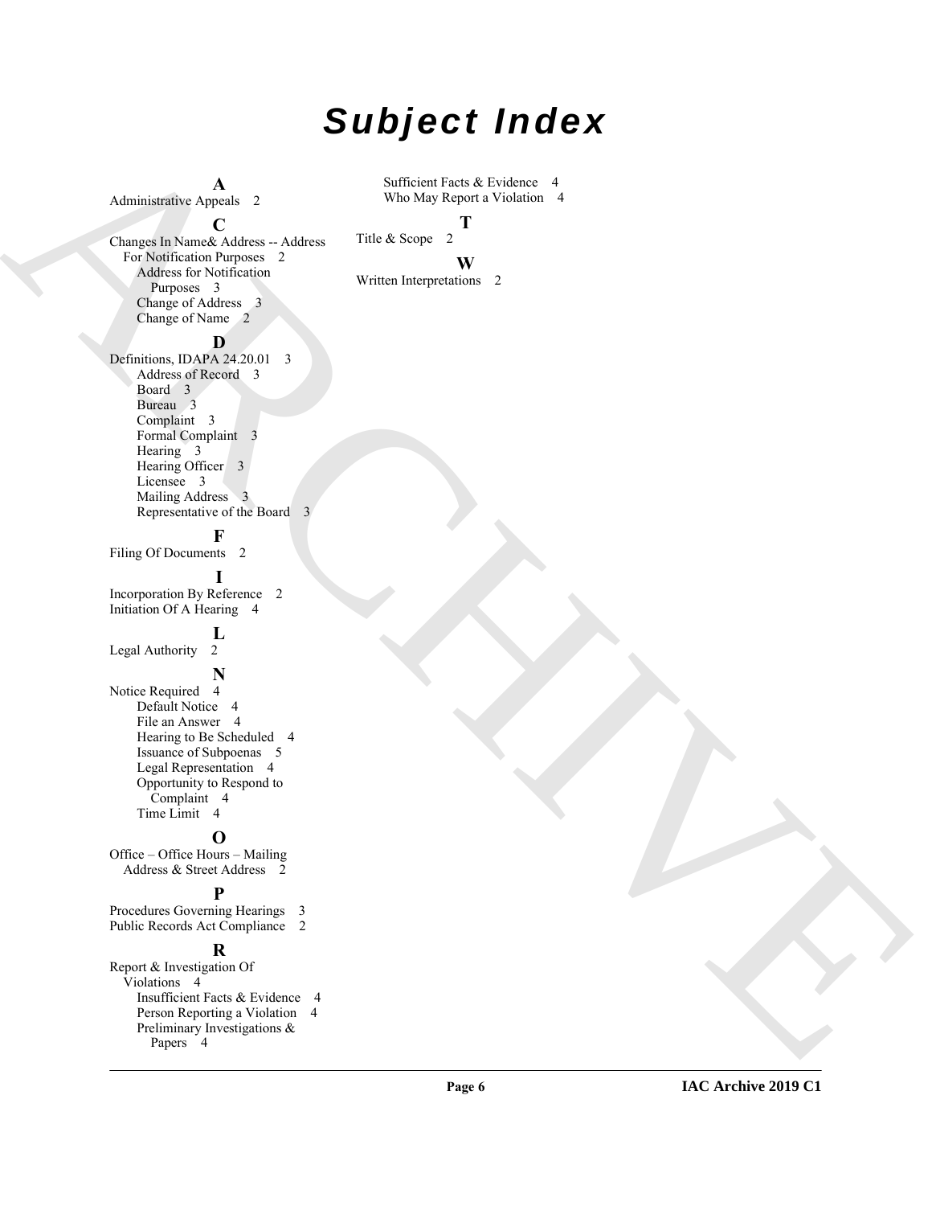# *Subject Index*

**A**

Administrative Appeals 2

**C**

Changes In Name& Address -- Address For Notification Purposes 2
- Address for Notification Purposes 3
- Change of Address 3
- Change of Name 2

**D**

Definitions, IDAPA 24.20.01 3
- Address of Record 3
- Board 3
- Bureau 3
- Complaint 3
- Formal Complaint 3
- Hearing 3
- Hearing Officer 3
- Licensee 3
- Mailing Address 3
- Representative of the Board 3

**F**

Filing Of Documents 2

**I**

Incorporation By Reference 2
Initiation Of A Hearing 4

**L**

Legal Authority 2

**N**

Notice Required 4
- Default Notice 4
- File an Answer 4
- Hearing to Be Scheduled 4
- Issuance of Subpoenas 5
- Legal Representation 4
- Opportunity to Respond to Complaint 4
- Time Limit 4

**O**

Office – Office Hours – Mailing Address & Street Address 2

**P**

Procedures Governing Hearings 3
Public Records Act Compliance 2

**R**

Report & Investigation Of Violations 4
- Insufficient Facts & Evidence 4
- Person Reporting a Violation 4
- Preliminary Investigations & Papers 4
- Sufficient Facts & Evidence 4
- Who May Report a Violation 4

**T**

Title & Scope 2

**W**

Written Interpretations 2